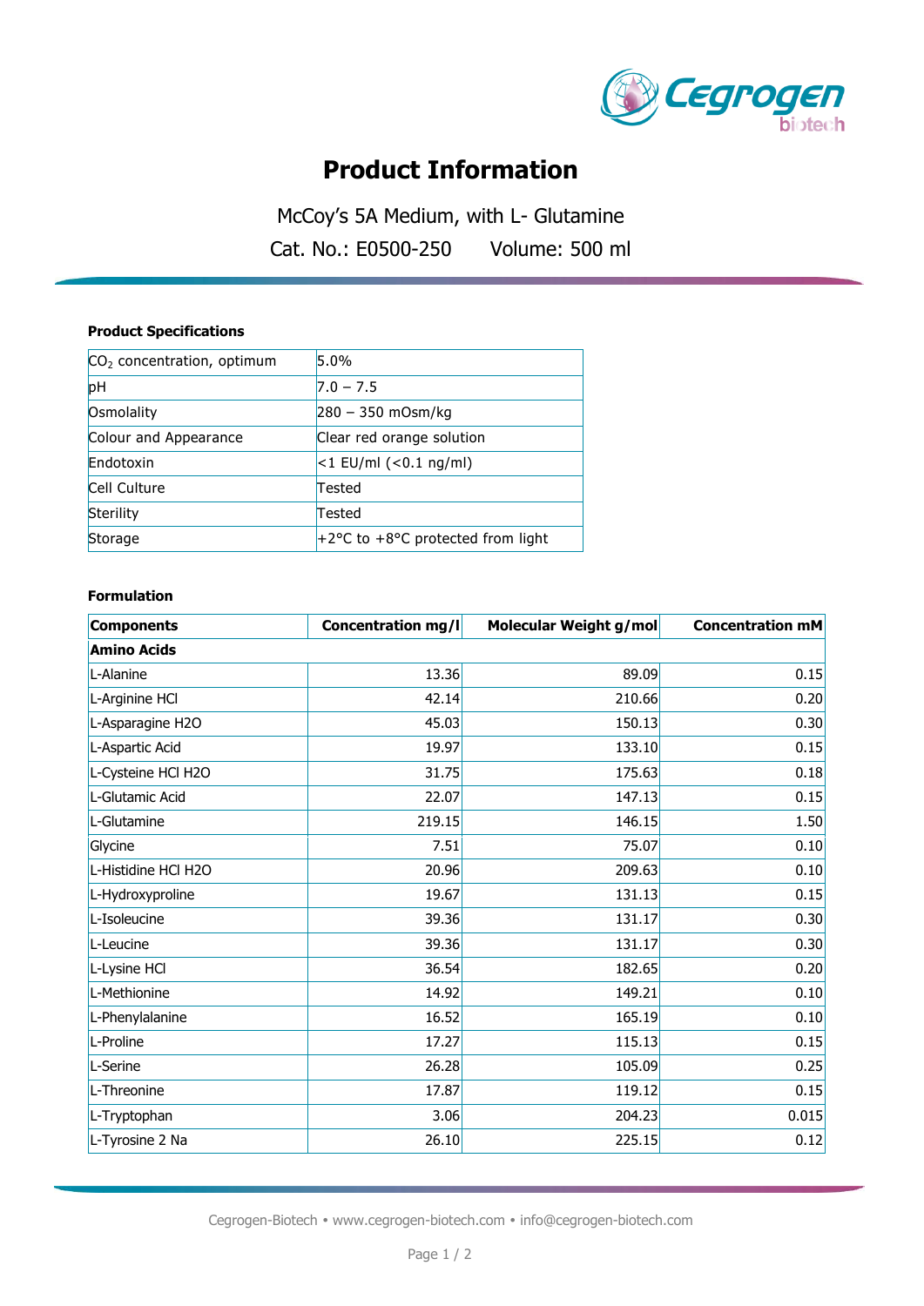# Product Information

McCoy's 5A Medium, with L- Glutamine

Cat. No.: E0500-250  Volume: 500 ml

**Product Specifications**

| | |
|---|---|
| $CO_2$ concentration, optimum | 5.0% |
| pH | 7.0 – 7.5 |
| Osmolality | 280 – 350 mOsm/kg |
| Colour and Appearance | Clear red orange solution |
| Endotoxin | <1 EU/ml (<0.1 ng/ml) |
| Cell Culture | Tested |
| Sterility | Tested |
| Storage | +2°C to +8°C protected from light |

**Formulation**

| Components | Concentration mg/l | Molecular Weight g/mol | Concentration mM |
|---|---|---|---|
| **Amino Acids** | | | |
| L-Alanine | 13.36 | 89.09 | 0.15 |
| L-Arginine HCl | 42.14 | 210.66 | 0.20 |
| L-Asparagine H2O | 45.03 | 150.13 | 0.30 |
| L-Aspartic Acid | 19.97 | 133.10 | 0.15 |
| L-Cysteine HCl H2O | 31.75 | 175.63 | 0.18 |
| L-Glutamic Acid | 22.07 | 147.13 | 0.15 |
| L-Glutamine | 219.15 | 146.15 | 1.50 |
| Glycine | 7.51 | 75.07 | 0.10 |
| L-Histidine HCl H2O | 20.96 | 209.63 | 0.10 |
| L-Hydroxyproline | 19.67 | 131.13 | 0.15 |
| L-Isoleucine | 39.36 | 131.17 | 0.30 |
| L-Leucine | 39.36 | 131.17 | 0.30 |
| L-Lysine HCl | 36.54 | 182.65 | 0.20 |
| L-Methionine | 14.92 | 149.21 | 0.10 |
| L-Phenylalanine | 16.52 | 165.19 | 0.10 |
| L-Proline | 17.27 | 115.13 | 0.15 |
| L-Serine | 26.28 | 105.09 | 0.25 |
| L-Threonine | 17.87 | 119.12 | 0.15 |
| L-Tryptophan | 3.06 | 204.23 | 0.015 |
| L-Tyrosine 2 Na | 26.10 | 225.15 | 0.12 |

Cegrogen-Biotech • www.cegrogen-biotech.com • info@cegrogen-biotech.com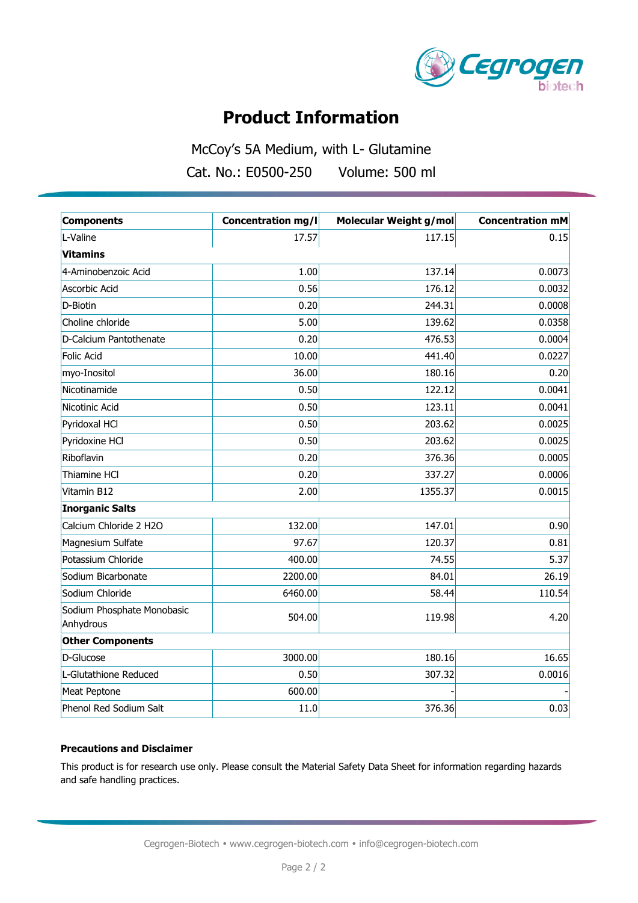# Product Information

McCoy's 5A Medium, with L- Glutamine

Cat. No.: E0500-250     Volume: 500 ml

| Components | Concentration mg/l | Molecular Weight g/mol | Concentration mM |
|---|---|---|---|
| L-Valine | 17.57 | 117.15 | 0.15 |
| **Vitamins** | | | |
| 4-Aminobenzoic Acid | 1.00 | 137.14 | 0.0073 |
| Ascorbic Acid | 0.56 | 176.12 | 0.0032 |
| D-Biotin | 0.20 | 244.31 | 0.0008 |
| Choline chloride | 5.00 | 139.62 | 0.0358 |
| D-Calcium Pantothenate | 0.20 | 476.53 | 0.0004 |
| Folic Acid | 10.00 | 441.40 | 0.0227 |
| myo-Inositol | 36.00 | 180.16 | 0.20 |
| Nicotinamide | 0.50 | 122.12 | 0.0041 |
| Nicotinic Acid | 0.50 | 123.11 | 0.0041 |
| Pyridoxal HCl | 0.50 | 203.62 | 0.0025 |
| Pyridoxine HCl | 0.50 | 203.62 | 0.0025 |
| Riboflavin | 0.20 | 376.36 | 0.0005 |
| Thiamine HCl | 0.20 | 337.27 | 0.0006 |
| Vitamin B12 | 2.00 | 1355.37 | 0.0015 |
| **Inorganic Salts** | | | |
| Calcium Chloride 2 H2O | 132.00 | 147.01 | 0.90 |
| Magnesium Sulfate | 97.67 | 120.37 | 0.81 |
| Potassium Chloride | 400.00 | 74.55 | 5.37 |
| Sodium Bicarbonate | 2200.00 | 84.01 | 26.19 |
| Sodium Chloride | 6460.00 | 58.44 | 110.54 |
| Sodium Phosphate Monobasic Anhydrous | 504.00 | 119.98 | 4.20 |
| **Other Components** | | | |
| D-Glucose | 3000.00 | 180.16 | 16.65 |
| L-Glutathione Reduced | 0.50 | 307.32 | 0.0016 |
| Meat Peptone | 600.00 | - | - |
| Phenol Red Sodium Salt | 11.0 | 376.36 | 0.03 |

**Precautions and Disclaimer**

This product is for research use only. Please consult the Material Safety Data Sheet for information regarding hazards and safe handling practices.

Cegrogen-Biotech • www.cegrogen-biotech.com • info@cegrogen-biotech.com